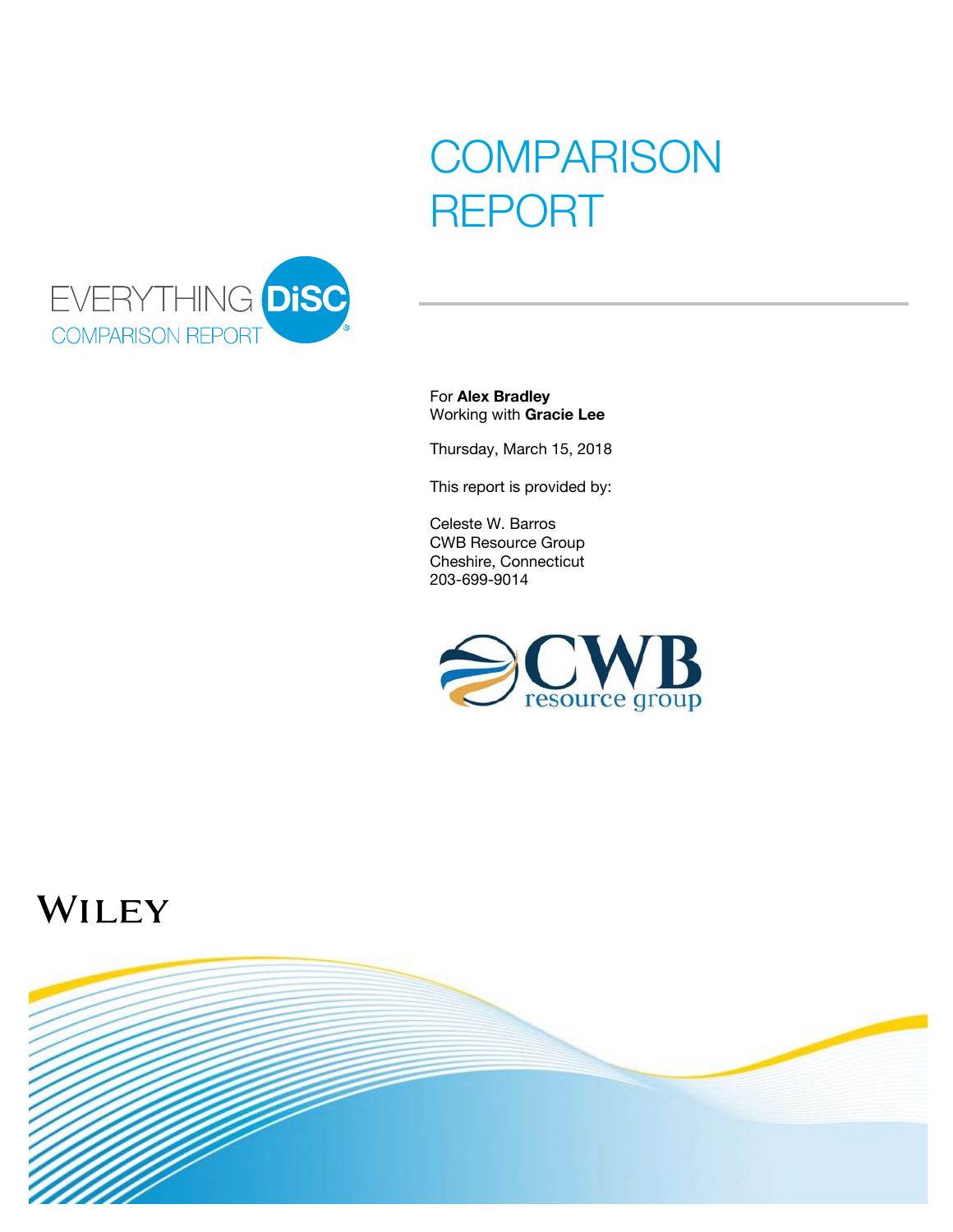# COMPARISON REPORT

EVERYTHING DiSC®
COMPARISON REPORT

For **Alex Bradley**
Working with **Gracie Lee**

Thursday, March 15, 2018

This report is provided by:

Celeste W. Barros
CWB Resource Group
Cheshire, Connecticut
203-699-9014

CWB resource group

WILEY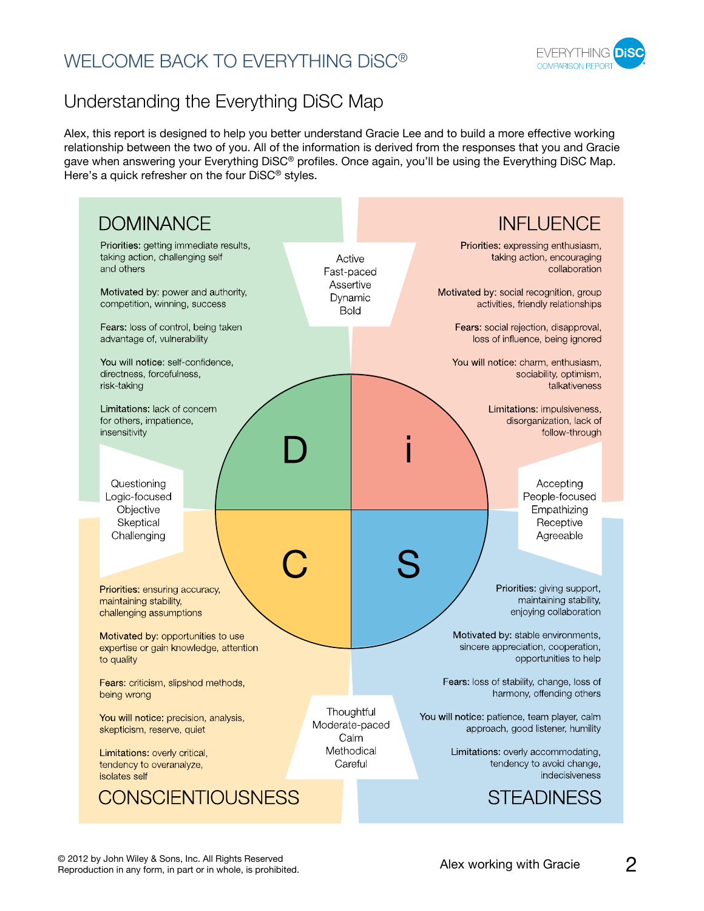# WELCOME BACK TO EVERYTHING DiSC®

## Understanding the Everything DiSC Map

Alex, this report is designed to help you better understand Gracie Lee and to build a more effective working relationship between the two of you. All of the information is derived from the responses that you and Gracie gave when answering your Everything DiSC® profiles. Once again, you'll be using the Everything DiSC Map. Here's a quick refresher on the four DiSC® styles.

### DOMINANCE

**Priorities:** getting immediate results, taking action, challenging self and others

**Motivated by:** power and authority, competition, winning, success

**Fears:** loss of control, being taken advantage of, vulnerability

**You will notice:** self-confidence, directness, forcefulness, risk-taking

**Limitations:** lack of concern for others, impatience, insensitivity

Active
Fast-paced
Assertive
Dynamic
Bold

### INFLUENCE

**Priorities:** expressing enthusiasm, taking action, encouraging collaboration

**Motivated by:** social recognition, group activities, friendly relationships

**Fears:** social rejection, disapproval, loss of influence, being ignored

**You will notice:** charm, enthusiasm, sociability, optimism, talkativeness

**Limitations:** impulsiveness, disorganization, lack of follow-through

Questioning
Logic-focused
Objective
Skeptical
Challenging

D | i
C | S

Accepting
People-focused
Empathizing
Receptive
Agreeable

### CONSCIENTIOUSNESS

**Priorities:** ensuring accuracy, maintaining stability, challenging assumptions

**Motivated by:** opportunities to use expertise or gain knowledge, attention to quality

**Fears:** criticism, slipshod methods, being wrong

**You will notice:** precision, analysis, skepticism, reserve, quiet

**Limitations:** overly critical, tendency to overanalyze, isolates self

Thoughtful
Moderate-paced
Calm
Methodical
Careful

### STEADINESS

**Priorities:** giving support, maintaining stability, enjoying collaboration

**Motivated by:** stable environments, sincere appreciation, cooperation, opportunities to help

**Fears:** loss of stability, change, loss of harmony, offending others

**You will notice:** patience, team player, calm approach, good listener, humility

**Limitations:** overly accommodating, tendency to avoid change, indecisiveness

© 2012 by John Wiley & Sons, Inc. All Rights Reserved
Reproduction in any form, in part or in whole, is prohibited.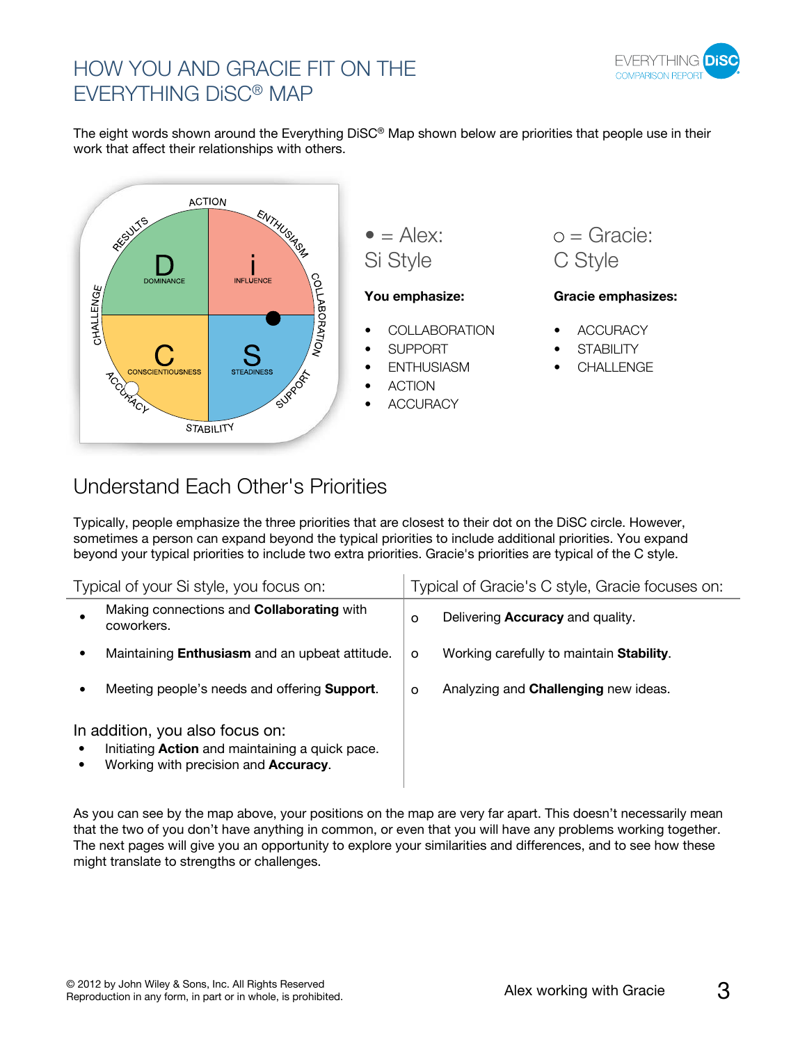# HOW YOU AND GRACIE FIT ON THE EVERYTHING DiSC® MAP

The eight words shown around the Everything DiSC® Map shown below are priorities that people use in their work that affect their relationships with others.

● = Alex:
Si Style

**You emphasize:**

- COLLABORATION
- SUPPORT
- ENTHUSIASM
- ACTION
- ACCURACY

○ = Gracie:
C Style

**Gracie emphasizes:**

- ACCURACY
- STABILITY
- CHALLENGE

## Understand Each Other's Priorities

Typically, people emphasize the three priorities that are closest to their dot on the DiSC circle. However, sometimes a person can expand beyond the typical priorities to include additional priorities. You expand beyond your typical priorities to include two extra priorities. Gracie's priorities are typical of the C style.

| Typical of your Si style, you focus on: | Typical of Gracie's C style, Gracie focuses on: |
|---|---|
| • Making connections and **Collaborating** with coworkers. | o Delivering **Accuracy** and quality. |
| • Maintaining **Enthusiasm** and an upbeat attitude. | o Working carefully to maintain **Stability**. |
| • Meeting people's needs and offering **Support**. | o Analyzing and **Challenging** new ideas. |
| In addition, you also focus on:<br>• Initiating **Action** and maintaining a quick pace.<br>• Working with precision and **Accuracy**. | |

As you can see by the map above, your positions on the map are very far apart. This doesn't necessarily mean that the two of you don't have anything in common, or even that you will have any problems working together. The next pages will give you an opportunity to explore your similarities and differences, and to see how these might translate to strengths or challenges.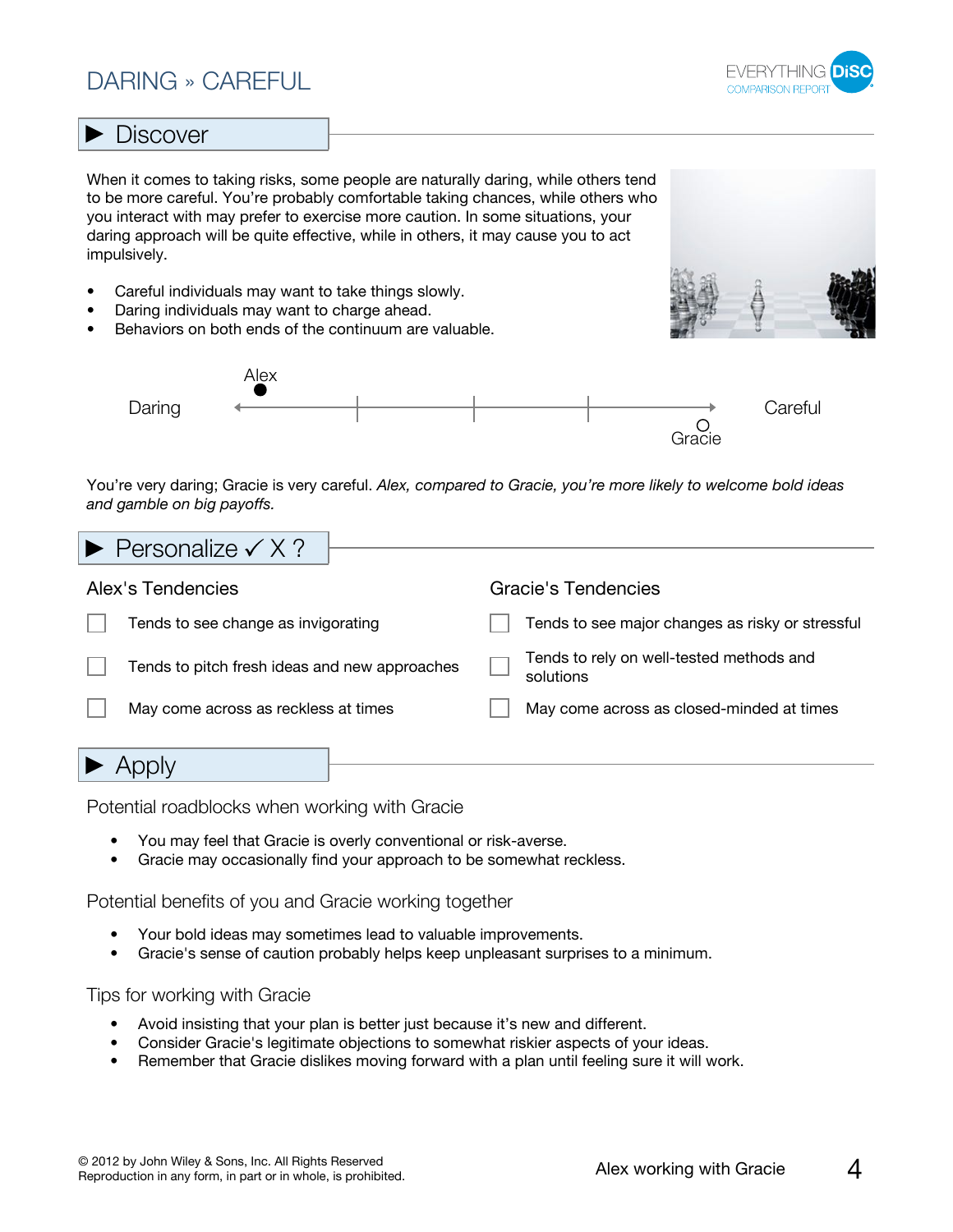# DARING » CAREFUL

## ▶ Discover

When it comes to taking risks, some people are naturally daring, while others tend to be more careful. You're probably comfortable taking chances, while others who you interact with may prefer to exercise more caution. In some situations, your daring approach will be quite effective, while in others, it may cause you to act impulsively.

- Careful individuals may want to take things slowly.
- Daring individuals may want to charge ahead.
- Behaviors on both ends of the continuum are valuable.

Daring ← Alex ● — — — — ○ Gracie → Careful

You're very daring; Gracie is very careful. *Alex, compared to Gracie, you're more likely to welcome bold ideas and gamble on big payoffs.*

## ▶ Personalize ✓ X ?

### Alex's Tendencies

- ☐ Tends to see change as invigorating
- ☐ Tends to pitch fresh ideas and new approaches
- ☐ May come across as reckless at times

### Gracie's Tendencies

- ☐ Tends to see major changes as risky or stressful
- ☐ Tends to rely on well-tested methods and solutions
- ☐ May come across as closed-minded at times

## ▶ Apply

### Potential roadblocks when working with Gracie

- You may feel that Gracie is overly conventional or risk-averse.
- Gracie may occasionally find your approach to be somewhat reckless.

### Potential benefits of you and Gracie working together

- Your bold ideas may sometimes lead to valuable improvements.
- Gracie's sense of caution probably helps keep unpleasant surprises to a minimum.

### Tips for working with Gracie

- Avoid insisting that your plan is better just because it's new and different.
- Consider Gracie's legitimate objections to somewhat riskier aspects of your ideas.
- Remember that Gracie dislikes moving forward with a plan until feeling sure it will work.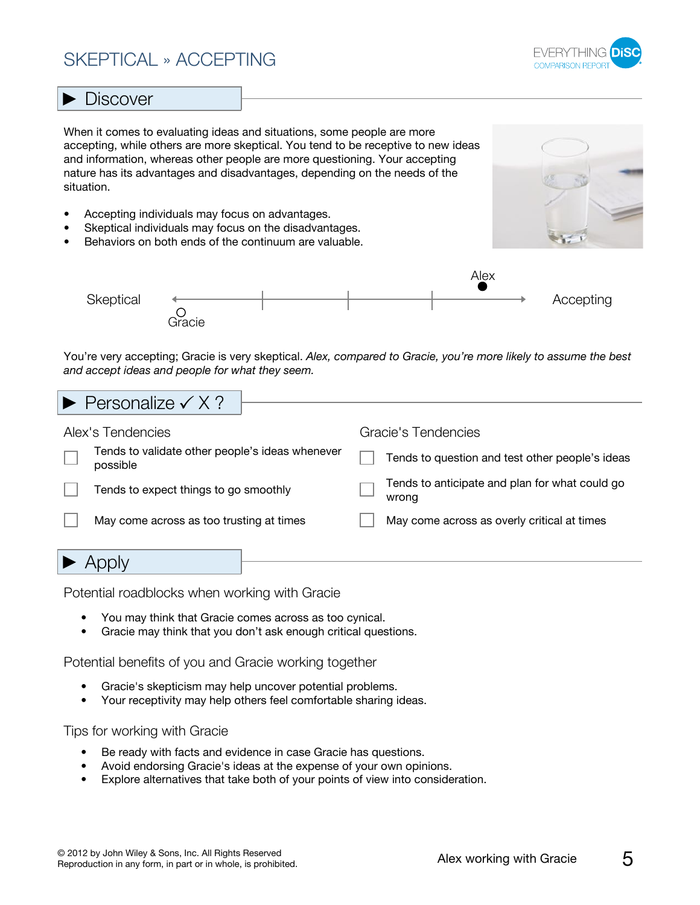# SKEPTICAL » ACCEPTING

## ▶ Discover

When it comes to evaluating ideas and situations, some people are more accepting, while others are more skeptical. You tend to be receptive to new ideas and information, whereas other people are more questioning. Your accepting nature has its advantages and disadvantages, depending on the needs of the situation.

- Accepting individuals may focus on advantages.
- Skeptical individuals may focus on the disadvantages.
- Behaviors on both ends of the continuum are valuable.

Skeptical ← Gracie ——— Alex → Accepting

You're very accepting; Gracie is very skeptical. *Alex, compared to Gracie, you're more likely to assume the best and accept ideas and people for what they seem.*

## ▶ Personalize ✓ X ?

### Alex's Tendencies

- ☐ Tends to validate other people's ideas whenever possible
- ☐ Tends to expect things to go smoothly
- ☐ May come across as too trusting at times

### Gracie's Tendencies

- ☐ Tends to question and test other people's ideas
- ☐ Tends to anticipate and plan for what could go wrong
- ☐ May come across as overly critical at times

## ▶ Apply

### Potential roadblocks when working with Gracie

- You may think that Gracie comes across as too cynical.
- Gracie may think that you don't ask enough critical questions.

### Potential benefits of you and Gracie working together

- Gracie's skepticism may help uncover potential problems.
- Your receptivity may help others feel comfortable sharing ideas.

### Tips for working with Gracie

- Be ready with facts and evidence in case Gracie has questions.
- Avoid endorsing Gracie's ideas at the expense of your own opinions.
- Explore alternatives that take both of your points of view into consideration.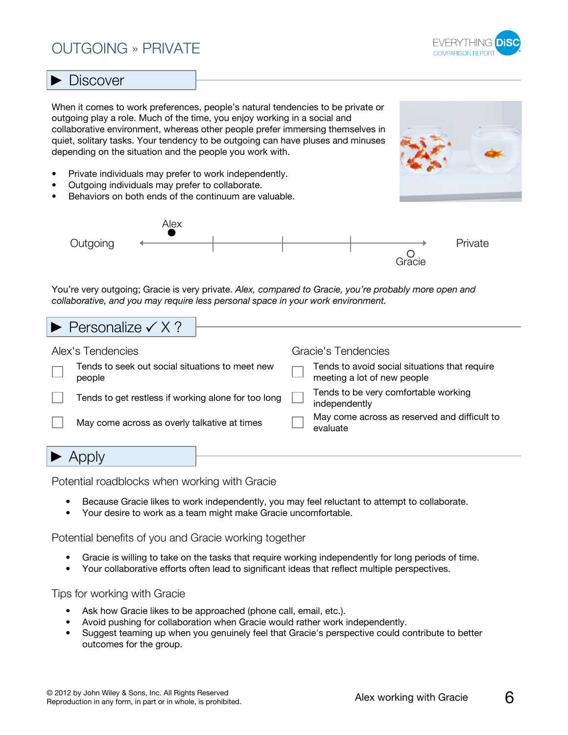# OUTGOING » PRIVATE

## ▶ Discover

When it comes to work preferences, people's natural tendencies to be private or outgoing play a role. Much of the time, you enjoy working in a social and collaborative environment, whereas other people prefer immersing themselves in quiet, solitary tasks. Your tendency to be outgoing can have pluses and minuses depending on the situation and the people you work with.

- Private individuals may prefer to work independently.
- Outgoing individuals may prefer to collaborate.
- Behaviors on both ends of the continuum are valuable.

Outgoing — Alex ● ... ○ Gracie — Private

You're very outgoing; Gracie is very private. *Alex, compared to Gracie, you're probably more open and collaborative, and you may require less personal space in your work environment.*

## ▶ Personalize ✓ X ?

### Alex's Tendencies

- ☐ Tends to seek out social situations to meet new people
- ☐ Tends to get restless if working alone for too long
- ☐ May come across as overly talkative at times

### Gracie's Tendencies

- ☐ Tends to avoid social situations that require meeting a lot of new people
- ☐ Tends to be very comfortable working independently
- ☐ May come across as reserved and difficult to evaluate

## ▶ Apply

### Potential roadblocks when working with Gracie

- Because Gracie likes to work independently, you may feel reluctant to attempt to collaborate.
- Your desire to work as a team might make Gracie uncomfortable.

### Potential benefits of you and Gracie working together

- Gracie is willing to take on the tasks that require working independently for long periods of time.
- Your collaborative efforts often lead to significant ideas that reflect multiple perspectives.

### Tips for working with Gracie

- Ask how Gracie likes to be approached (phone call, email, etc.).
- Avoid pushing for collaboration when Gracie would rather work independently.
- Suggest teaming up when you genuinely feel that Gracie's perspective could contribute to better outcomes for the group.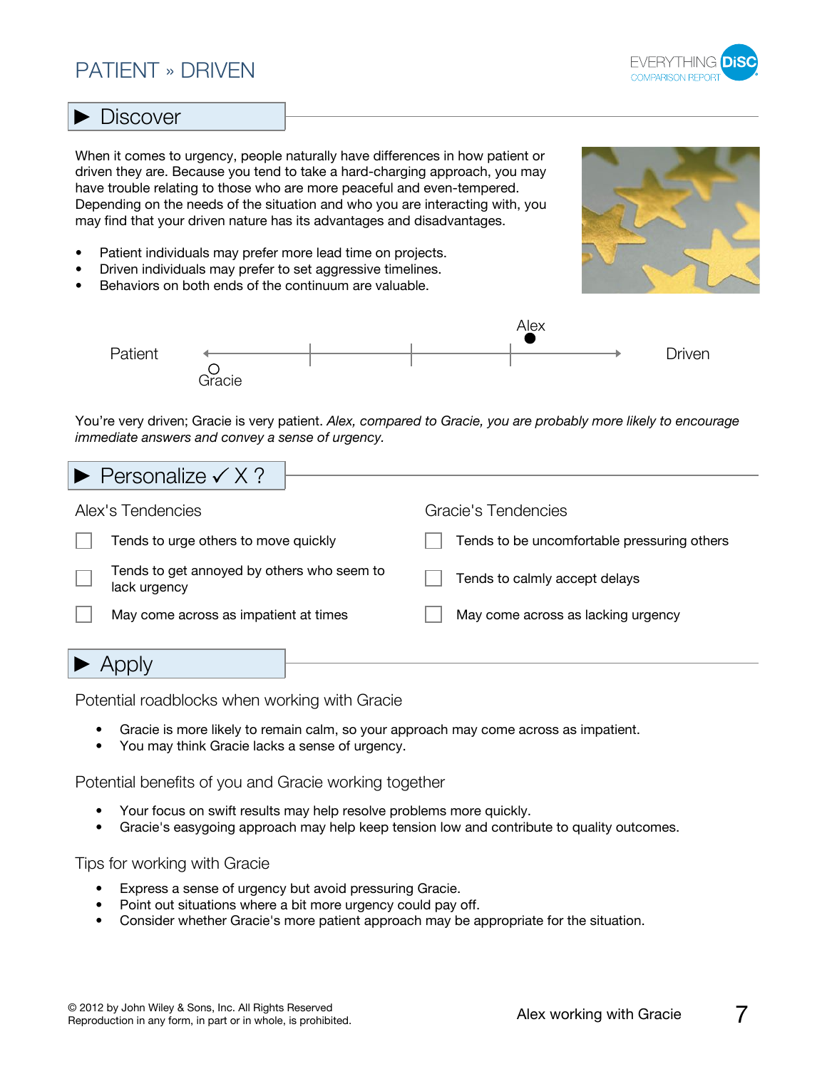# PATIENT » DRIVEN

## ▶ Discover

When it comes to urgency, people naturally have differences in how patient or driven they are. Because you tend to take a hard-charging approach, you may have trouble relating to those who are more peaceful and even-tempered. Depending on the needs of the situation and who you are interacting with, you may find that your driven nature has its advantages and disadvantages.

- Patient individuals may prefer more lead time on projects.
- Driven individuals may prefer to set aggressive timelines.
- Behaviors on both ends of the continuum are valuable.

Patient ← Gracie ——— Alex → Driven

You're very driven; Gracie is very patient. *Alex, compared to Gracie, you are probably more likely to encourage immediate answers and convey a sense of urgency.*

## ▶ Personalize ✓ X ?

### Alex's Tendencies

- ☐ Tends to urge others to move quickly
- ☐ Tends to get annoyed by others who seem to lack urgency
- ☐ May come across as impatient at times

### Gracie's Tendencies

- ☐ Tends to be uncomfortable pressuring others
- ☐ Tends to calmly accept delays
- ☐ May come across as lacking urgency

## ▶ Apply

### Potential roadblocks when working with Gracie

- Gracie is more likely to remain calm, so your approach may come across as impatient.
- You may think Gracie lacks a sense of urgency.

### Potential benefits of you and Gracie working together

- Your focus on swift results may help resolve problems more quickly.
- Gracie's easygoing approach may help keep tension low and contribute to quality outcomes.

### Tips for working with Gracie

- Express a sense of urgency but avoid pressuring Gracie.
- Point out situations where a bit more urgency could pay off.
- Consider whether Gracie's more patient approach may be appropriate for the situation.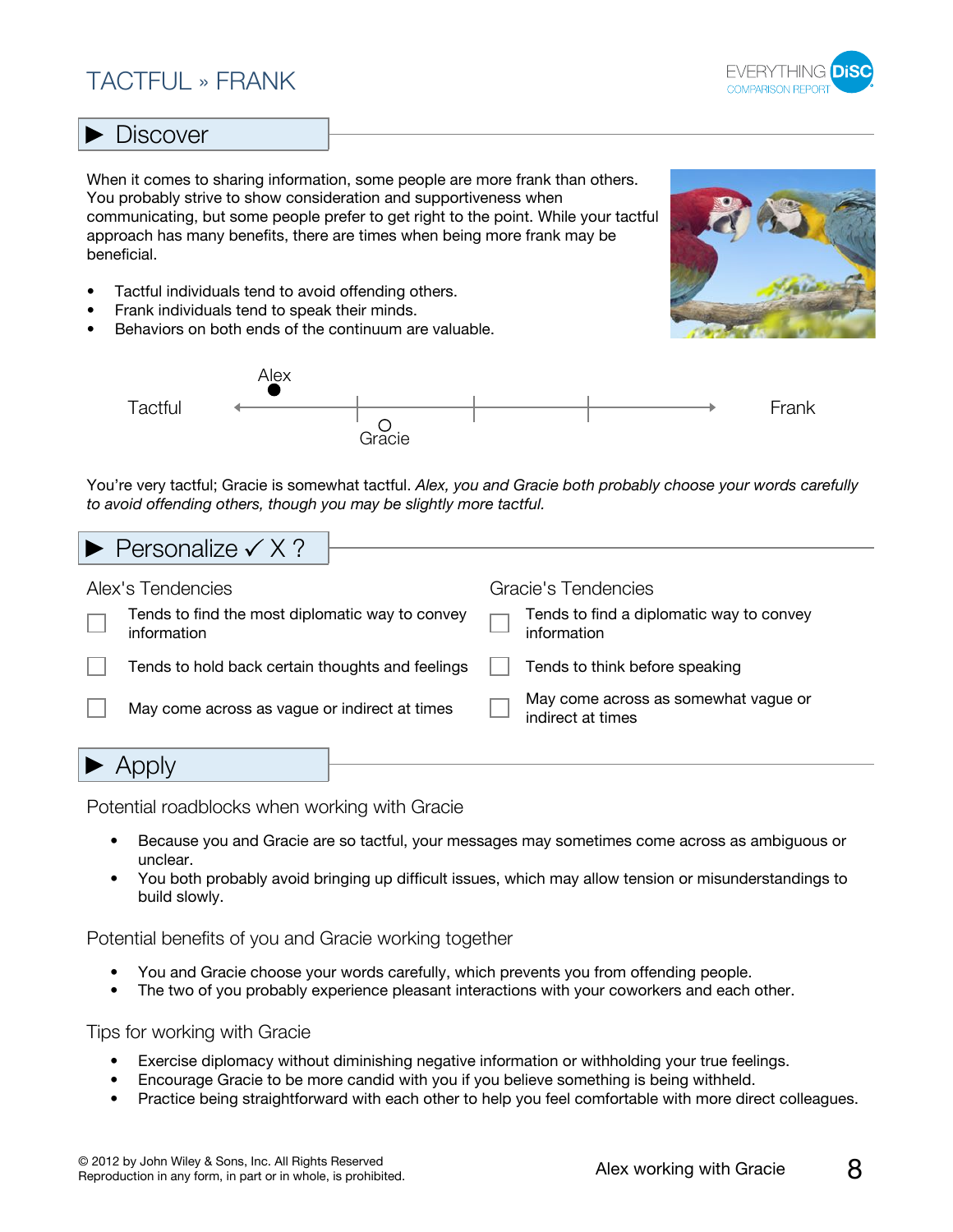# TACTFUL » FRANK

## ▶ Discover

When it comes to sharing information, some people are more frank than others. You probably strive to show consideration and supportiveness when communicating, but some people prefer to get right to the point. While your tactful approach has many benefits, there are times when being more frank may be beneficial.

- Tactful individuals tend to avoid offending others.
- Frank individuals tend to speak their minds.
- Behaviors on both ends of the continuum are valuable.

Tactful ← Alex ● — ○ Gracie — — → Frank

You're very tactful; Gracie is somewhat tactful. *Alex, you and Gracie both probably choose your words carefully to avoid offending others, though you may be slightly more tactful.*

## ▶ Personalize ✓ X ?

**Alex's Tendencies**

- ☐ Tends to find the most diplomatic way to convey information
- ☐ Tends to hold back certain thoughts and feelings
- ☐ May come across as vague or indirect at times

**Gracie's Tendencies**

- ☐ Tends to find a diplomatic way to convey information
- ☐ Tends to think before speaking
- ☐ May come across as somewhat vague or indirect at times

## ▶ Apply

### Potential roadblocks when working with Gracie

- Because you and Gracie are so tactful, your messages may sometimes come across as ambiguous or unclear.
- You both probably avoid bringing up difficult issues, which may allow tension or misunderstandings to build slowly.

### Potential benefits of you and Gracie working together

- You and Gracie choose your words carefully, which prevents you from offending people.
- The two of you probably experience pleasant interactions with your coworkers and each other.

### Tips for working with Gracie

- Exercise diplomacy without diminishing negative information or withholding your true feelings.
- Encourage Gracie to be more candid with you if you believe something is being withheld.
- Practice being straightforward with each other to help you feel comfortable with more direct colleagues.

© 2012 by John Wiley & Sons, Inc. All Rights Reserved
Reproduction in any form, in part or in whole, is prohibited.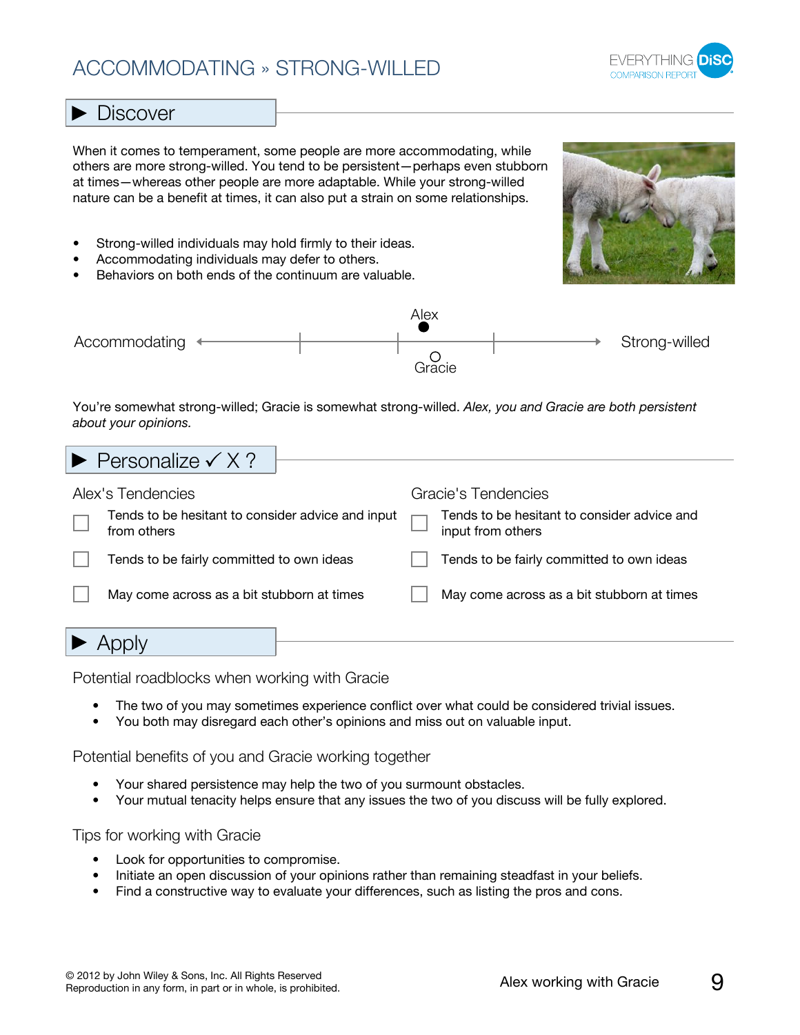# ACCOMMODATING » STRONG-WILLED

## ▶ Discover

When it comes to temperament, some people are more accommodating, while others are more strong-willed. You tend to be persistent—perhaps even stubborn at times—whereas other people are more adaptable. While your strong-willed nature can be a benefit at times, it can also put a strain on some relationships.

- Strong-willed individuals may hold firmly to their ideas.
- Accommodating individuals may defer to others.
- Behaviors on both ends of the continuum are valuable.

Accommodating ← Alex ● / ○ Gracie → Strong-willed

You're somewhat strong-willed; Gracie is somewhat strong-willed. *Alex, you and Gracie are both persistent about your opinions.*

## ▶ Personalize ✓ X ?

### Alex's Tendencies

- ☐ Tends to be hesitant to consider advice and input from others
- ☐ Tends to be fairly committed to own ideas
- ☐ May come across as a bit stubborn at times

### Gracie's Tendencies

- ☐ Tends to be hesitant to consider advice and input from others
- ☐ Tends to be fairly committed to own ideas
- ☐ May come across as a bit stubborn at times

## ▶ Apply

### Potential roadblocks when working with Gracie

- The two of you may sometimes experience conflict over what could be considered trivial issues.
- You both may disregard each other's opinions and miss out on valuable input.

### Potential benefits of you and Gracie working together

- Your shared persistence may help the two of you surmount obstacles.
- Your mutual tenacity helps ensure that any issues the two of you discuss will be fully explored.

### Tips for working with Gracie

- Look for opportunities to compromise.
- Initiate an open discussion of your opinions rather than remaining steadfast in your beliefs.
- Find a constructive way to evaluate your differences, such as listing the pros and cons.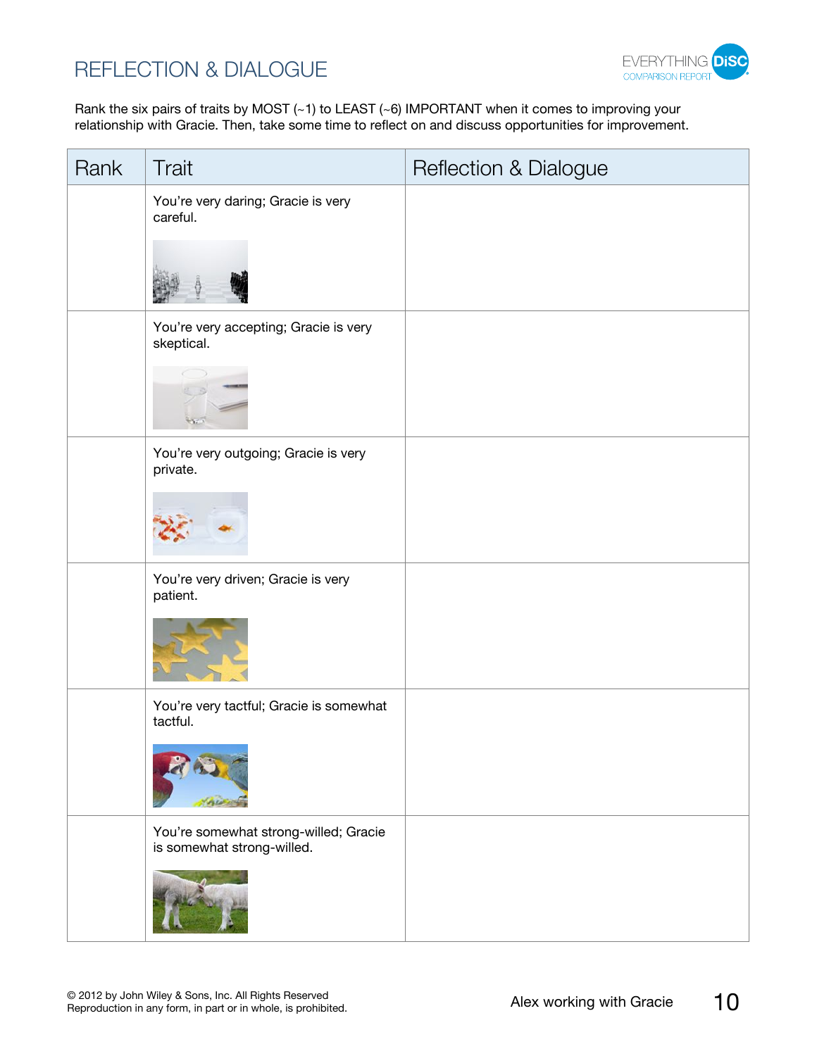# REFLECTION & DIALOGUE

Rank the six pairs of traits by MOST (~1) to LEAST (~6) IMPORTANT when it comes to improving your relationship with Gracie. Then, take some time to reflect on and discuss opportunities for improvement.

| Rank | Trait | Reflection & Dialogue |
|---|---|---|
| | You're very daring; Gracie is very careful. | |
| | You're very accepting; Gracie is very skeptical. | |
| | You're very outgoing; Gracie is very private. | |
| | You're very driven; Gracie is very patient. | |
| | You're very tactful; Gracie is somewhat tactful. | |
| | You're somewhat strong-willed; Gracie is somewhat strong-willed. | |

© 2012 by John Wiley & Sons, Inc. All Rights Reserved
Reproduction in any form, in part or in whole, is prohibited.